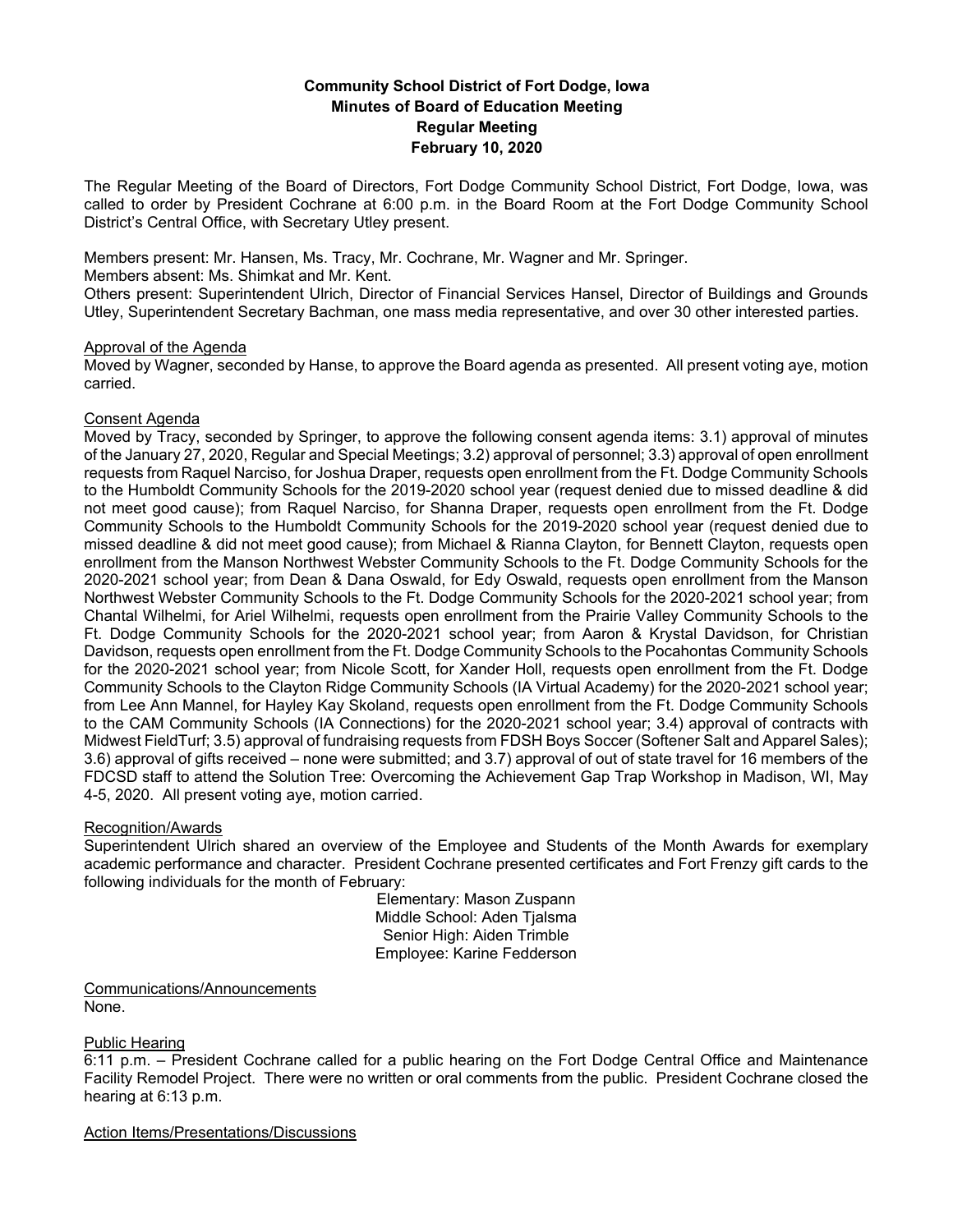# Community School District of Fort Dodge, Iowa
## Minutes of Board of Education Meeting
## Regular Meeting
## February 10, 2020

The Regular Meeting of the Board of Directors, Fort Dodge Community School District, Fort Dodge, Iowa, was called to order by President Cochrane at 6:00 p.m. in the Board Room at the Fort Dodge Community School District's Central Office, with Secretary Utley present.

Members present: Mr. Hansen, Ms. Tracy, Mr. Cochrane, Mr. Wagner and Mr. Springer.
Members absent: Ms. Shimkat and Mr. Kent.
Others present: Superintendent Ulrich, Director of Financial Services Hansel, Director of Buildings and Grounds Utley, Superintendent Secretary Bachman, one mass media representative, and over 30 other interested parties.

Approval of the Agenda
Moved by Wagner, seconded by Hanse, to approve the Board agenda as presented. All present voting aye, motion carried.

Consent Agenda
Moved by Tracy, seconded by Springer, to approve the following consent agenda items: 3.1) approval of minutes of the January 27, 2020, Regular and Special Meetings; 3.2) approval of personnel; 3.3) approval of open enrollment requests from Raquel Narciso, for Joshua Draper, requests open enrollment from the Ft. Dodge Community Schools to the Humboldt Community Schools for the 2019-2020 school year (request denied due to missed deadline & did not meet good cause); from Raquel Narciso, for Shanna Draper, requests open enrollment from the Ft. Dodge Community Schools to the Humboldt Community Schools for the 2019-2020 school year (request denied due to missed deadline & did not meet good cause); from Michael & Rianna Clayton, for Bennett Clayton, requests open enrollment from the Manson Northwest Webster Community Schools to the Ft. Dodge Community Schools for the 2020-2021 school year; from Dean & Dana Oswald, for Edy Oswald, requests open enrollment from the Manson Northwest Webster Community Schools to the Ft. Dodge Community Schools for the 2020-2021 school year; from Chantal Wilhelmi, for Ariel Wilhelmi, requests open enrollment from the Prairie Valley Community Schools to the Ft. Dodge Community Schools for the 2020-2021 school year; from Aaron & Krystal Davidson, for Christian Davidson, requests open enrollment from the Ft. Dodge Community Schools to the Pocahontas Community Schools for the 2020-2021 school year; from Nicole Scott, for Xander Holl, requests open enrollment from the Ft. Dodge Community Schools to the Clayton Ridge Community Schools (IA Virtual Academy) for the 2020-2021 school year; from Lee Ann Mannel, for Hayley Kay Skoland, requests open enrollment from the Ft. Dodge Community Schools to the CAM Community Schools (IA Connections) for the 2020-2021 school year; 3.4) approval of contracts with Midwest FieldTurf; 3.5) approval of fundraising requests from FDSH Boys Soccer (Softener Salt and Apparel Sales); 3.6) approval of gifts received – none were submitted; and 3.7) approval of out of state travel for 16 members of the FDCSD staff to attend the Solution Tree: Overcoming the Achievement Gap Trap Workshop in Madison, WI, May 4-5, 2020. All present voting aye, motion carried.

Recognition/Awards
Superintendent Ulrich shared an overview of the Employee and Students of the Month Awards for exemplary academic performance and character. President Cochrane presented certificates and Fort Frenzy gift cards to the following individuals for the month of February:

Elementary: Mason Zuspann
Middle School: Aden Tjalsma
Senior High: Aiden Trimble
Employee: Karine Fedderson

Communications/Announcements
None.

Public Hearing
6:11 p.m. – President Cochrane called for a public hearing on the Fort Dodge Central Office and Maintenance Facility Remodel Project. There were no written or oral comments from the public. President Cochrane closed the hearing at 6:13 p.m.

Action Items/Presentations/Discussions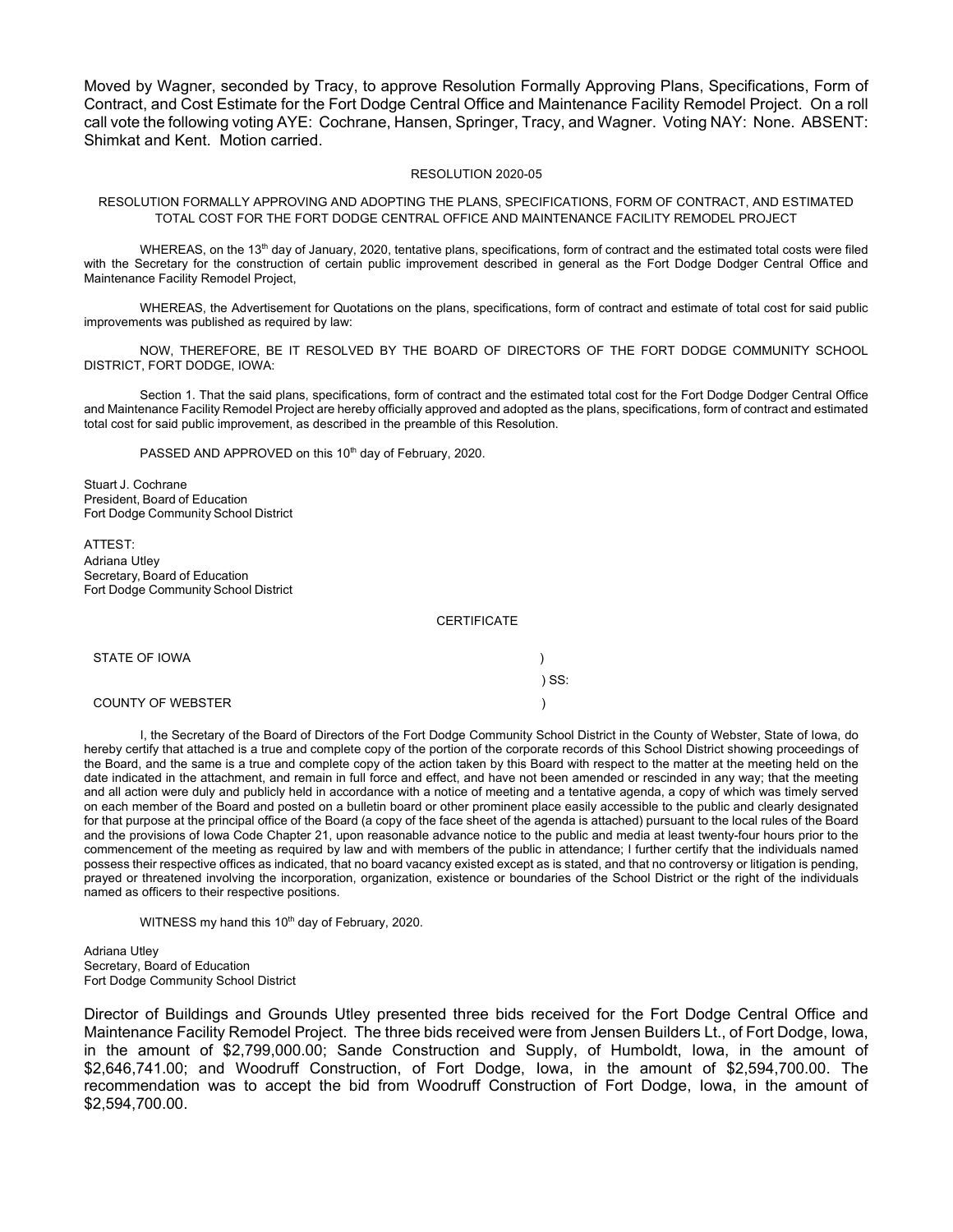Moved by Wagner, seconded by Tracy, to approve Resolution Formally Approving Plans, Specifications, Form of Contract, and Cost Estimate for the Fort Dodge Central Office and Maintenance Facility Remodel Project. On a roll call vote the following voting AYE: Cochrane, Hansen, Springer, Tracy, and Wagner. Voting NAY: None. ABSENT: Shimkat and Kent. Motion carried.

RESOLUTION 2020-05

RESOLUTION FORMALLY APPROVING AND ADOPTING THE PLANS, SPECIFICATIONS, FORM OF CONTRACT, AND ESTIMATED TOTAL COST FOR THE FORT DODGE CENTRAL OFFICE AND MAINTENANCE FACILITY REMODEL PROJECT

WHEREAS, on the 13th day of January, 2020, tentative plans, specifications, form of contract and the estimated total costs were filed with the Secretary for the construction of certain public improvement described in general as the Fort Dodge Dodger Central Office and Maintenance Facility Remodel Project,

WHEREAS, the Advertisement for Quotations on the plans, specifications, form of contract and estimate of total cost for said public improvements was published as required by law:

NOW, THEREFORE, BE IT RESOLVED BY THE BOARD OF DIRECTORS OF THE FORT DODGE COMMUNITY SCHOOL DISTRICT, FORT DODGE, IOWA:

Section 1. That the said plans, specifications, form of contract and the estimated total cost for the Fort Dodge Dodger Central Office and Maintenance Facility Remodel Project are hereby officially approved and adopted as the plans, specifications, form of contract and estimated total cost for said public improvement, as described in the preamble of this Resolution.

PASSED AND APPROVED on this 10th day of February, 2020.

Stuart J. Cochrane
President, Board of Education
Fort Dodge Community School District

ATTEST:
Adriana Utley
Secretary, Board of Education
Fort Dodge Community School District

CERTIFICATE

STATE OF IOWA )
) SS:
COUNTY OF WEBSTER )

I, the Secretary of the Board of Directors of the Fort Dodge Community School District in the County of Webster, State of Iowa, do hereby certify that attached is a true and complete copy of the portion of the corporate records of this School District showing proceedings of the Board, and the same is a true and complete copy of the action taken by this Board with respect to the matter at the meeting held on the date indicated in the attachment, and remain in full force and effect, and have not been amended or rescinded in any way; that the meeting and all action were duly and publicly held in accordance with a notice of meeting and a tentative agenda, a copy of which was timely served on each member of the Board and posted on a bulletin board or other prominent place easily accessible to the public and clearly designated for that purpose at the principal office of the Board (a copy of the face sheet of the agenda is attached) pursuant to the local rules of the Board and the provisions of Iowa Code Chapter 21, upon reasonable advance notice to the public and media at least twenty-four hours prior to the commencement of the meeting as required by law and with members of the public in attendance; I further certify that the individuals named possess their respective offices as indicated, that no board vacancy existed except as is stated, and that no controversy or litigation is pending, prayed or threatened involving the incorporation, organization, existence or boundaries of the School District or the right of the individuals named as officers to their respective positions.

WITNESS my hand this 10th day of February, 2020.

Adriana Utley
Secretary, Board of Education
Fort Dodge Community School District

Director of Buildings and Grounds Utley presented three bids received for the Fort Dodge Central Office and Maintenance Facility Remodel Project. The three bids received were from Jensen Builders Lt., of Fort Dodge, Iowa, in the amount of $2,799,000.00; Sande Construction and Supply, of Humboldt, Iowa, in the amount of $2,646,741.00; and Woodruff Construction, of Fort Dodge, Iowa, in the amount of $2,594,700.00. The recommendation was to accept the bid from Woodruff Construction of Fort Dodge, Iowa, in the amount of $2,594,700.00.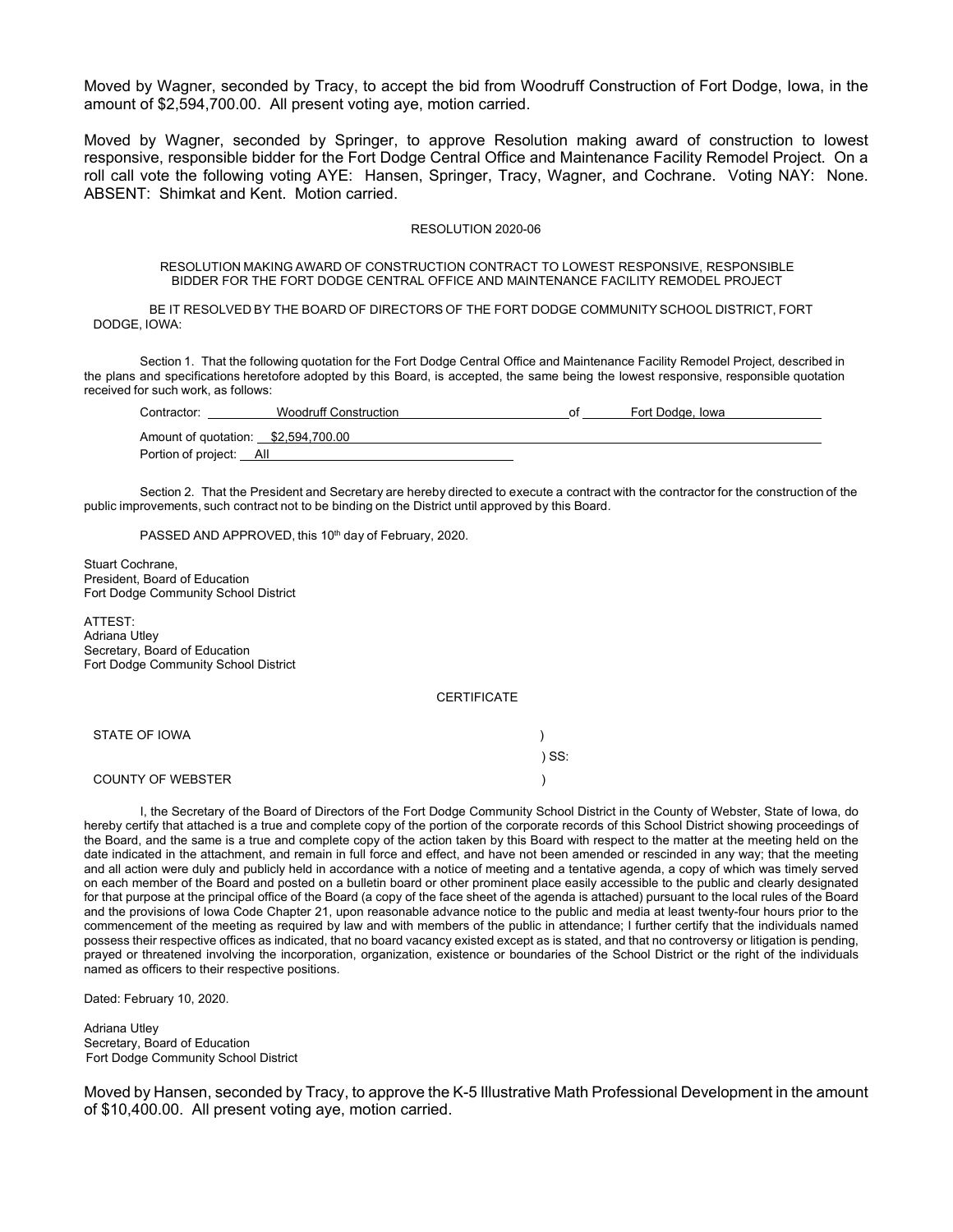Moved by Wagner, seconded by Tracy, to accept the bid from Woodruff Construction of Fort Dodge, Iowa, in the amount of $2,594,700.00. All present voting aye, motion carried.

Moved by Wagner, seconded by Springer, to approve Resolution making award of construction to lowest responsive, responsible bidder for the Fort Dodge Central Office and Maintenance Facility Remodel Project. On a roll call vote the following voting AYE: Hansen, Springer, Tracy, Wagner, and Cochrane. Voting NAY: None. ABSENT: Shimkat and Kent. Motion carried.

RESOLUTION 2020-06

RESOLUTION MAKING AWARD OF CONSTRUCTION CONTRACT TO LOWEST RESPONSIVE, RESPONSIBLE BIDDER FOR THE FORT DODGE CENTRAL OFFICE AND MAINTENANCE FACILITY REMODEL PROJECT

BE IT RESOLVED BY THE BOARD OF DIRECTORS OF THE FORT DODGE COMMUNITY SCHOOL DISTRICT, FORT DODGE, IOWA:

Section 1. That the following quotation for the Fort Dodge Central Office and Maintenance Facility Remodel Project, described in the plans and specifications heretofore adopted by this Board, is accepted, the same being the lowest responsive, responsible quotation received for such work, as follows:

Contractor: Woodruff Construction of Fort Dodge, Iowa

Amount of quotation: $2,594,700.00

Portion of project: All

Section 2. That the President and Secretary are hereby directed to execute a contract with the contractor for the construction of the public improvements, such contract not to be binding on the District until approved by this Board.

PASSED AND APPROVED, this 10th day of February, 2020.

Stuart Cochrane,
President, Board of Education
Fort Dodge Community School District

ATTEST:
Adriana Utley
Secretary, Board of Education
Fort Dodge Community School District

CERTIFICATE

STATE OF IOWA )
) SS:
COUNTY OF WEBSTER )

I, the Secretary of the Board of Directors of the Fort Dodge Community School District in the County of Webster, State of Iowa, do hereby certify that attached is a true and complete copy of the portion of the corporate records of this School District showing proceedings of the Board, and the same is a true and complete copy of the action taken by this Board with respect to the matter at the meeting held on the date indicated in the attachment, and remain in full force and effect, and have not been amended or rescinded in any way; that the meeting and all action were duly and publicly held in accordance with a notice of meeting and a tentative agenda, a copy of which was timely served on each member of the Board and posted on a bulletin board or other prominent place easily accessible to the public and clearly designated for that purpose at the principal office of the Board (a copy of the face sheet of the agenda is attached) pursuant to the local rules of the Board and the provisions of Iowa Code Chapter 21, upon reasonable advance notice to the public and media at least twenty-four hours prior to the commencement of the meeting as required by law and with members of the public in attendance; I further certify that the individuals named possess their respective offices as indicated, that no board vacancy existed except as is stated, and that no controversy or litigation is pending, prayed or threatened involving the incorporation, organization, existence or boundaries of the School District or the right of the individuals named as officers to their respective positions.

Dated: February 10, 2020.

Adriana Utley
Secretary, Board of Education
Fort Dodge Community School District

Moved by Hansen, seconded by Tracy, to approve the K-5 Illustrative Math Professional Development in the amount of $10,400.00. All present voting aye, motion carried.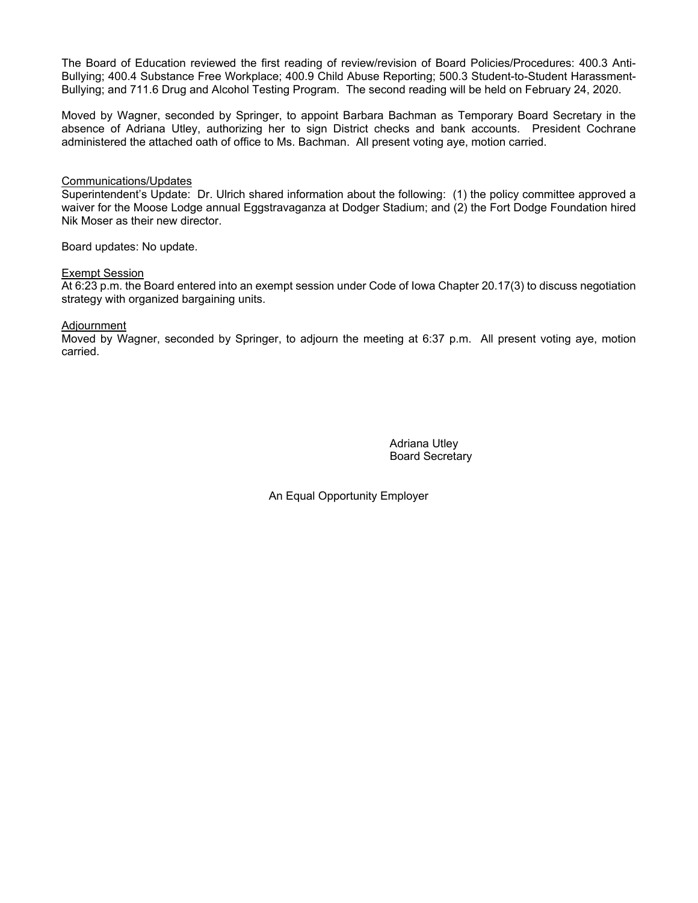The Board of Education reviewed the first reading of review/revision of Board Policies/Procedures: 400.3 Anti-Bullying; 400.4 Substance Free Workplace; 400.9 Child Abuse Reporting; 500.3 Student-to-Student Harassment-Bullying; and 711.6 Drug and Alcohol Testing Program. The second reading will be held on February 24, 2020.

Moved by Wagner, seconded by Springer, to appoint Barbara Bachman as Temporary Board Secretary in the absence of Adriana Utley, authorizing her to sign District checks and bank accounts. President Cochrane administered the attached oath of office to Ms. Bachman. All present voting aye, motion carried.

Communications/Updates

Superintendent's Update: Dr. Ulrich shared information about the following: (1) the policy committee approved a waiver for the Moose Lodge annual Eggstravaganza at Dodger Stadium; and (2) the Fort Dodge Foundation hired Nik Moser as their new director.

Board updates: No update.

Exempt Session

At 6:23 p.m. the Board entered into an exempt session under Code of Iowa Chapter 20.17(3) to discuss negotiation strategy with organized bargaining units.

Adjournment

Moved by Wagner, seconded by Springer, to adjourn the meeting at 6:37 p.m. All present voting aye, motion carried.

Adriana Utley
Board Secretary

An Equal Opportunity Employer